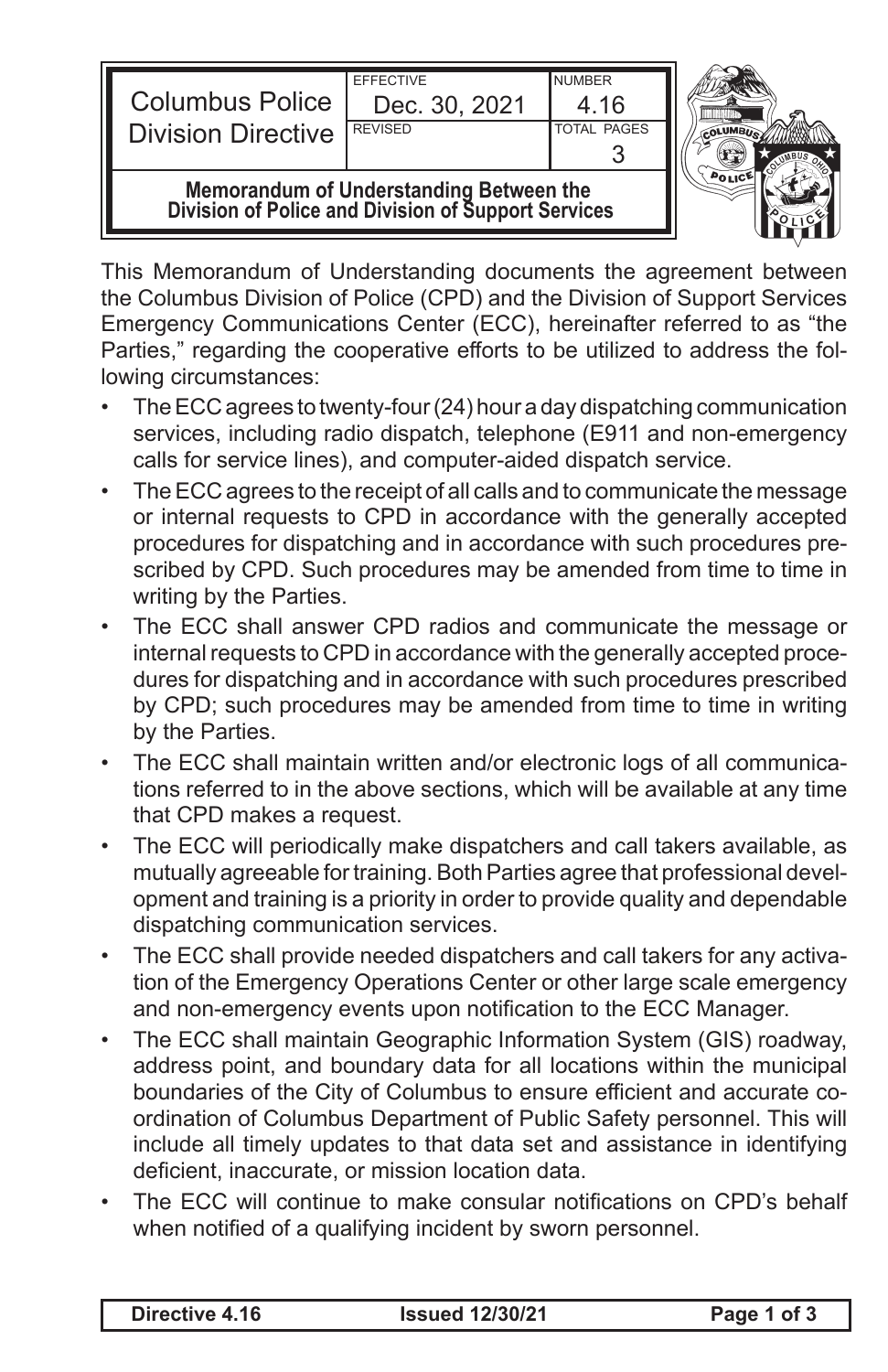| Columbus Police Division Directive | EFFECTIVE Dec. 30, 2021 | NUMBER 4.16 |
| --- | --- | --- |
| | REVISED | TOTAL PAGES 3 |

**Memorandum of Understanding Between the Division of Police and Division of Support Services**

This Memorandum of Understanding documents the agreement between the Columbus Division of Police (CPD) and the Division of Support Services Emergency Communications Center (ECC), hereinafter referred to as "the Parties," regarding the cooperative efforts to be utilized to address the following circumstances:

- The ECC agrees to twenty-four (24) hour a day dispatching communication services, including radio dispatch, telephone (E911 and non-emergency calls for service lines), and computer-aided dispatch service.
- The ECC agrees to the receipt of all calls and to communicate the message or internal requests to CPD in accordance with the generally accepted procedures for dispatching and in accordance with such procedures prescribed by CPD. Such procedures may be amended from time to time in writing by the Parties.
- The ECC shall answer CPD radios and communicate the message or internal requests to CPD in accordance with the generally accepted procedures for dispatching and in accordance with such procedures prescribed by CPD; such procedures may be amended from time to time in writing by the Parties.
- The ECC shall maintain written and/or electronic logs of all communications referred to in the above sections, which will be available at any time that CPD makes a request.
- The ECC will periodically make dispatchers and call takers available, as mutually agreeable for training. Both Parties agree that professional development and training is a priority in order to provide quality and dependable dispatching communication services.
- The ECC shall provide needed dispatchers and call takers for any activation of the Emergency Operations Center or other large scale emergency and non-emergency events upon notification to the ECC Manager.
- The ECC shall maintain Geographic Information System (GIS) roadway, address point, and boundary data for all locations within the municipal boundaries of the City of Columbus to ensure efficient and accurate coordination of Columbus Department of Public Safety personnel. This will include all timely updates to that data set and assistance in identifying deficient, inaccurate, or mission location data.
- The ECC will continue to make consular notifications on CPD's behalf when notified of a qualifying incident by sworn personnel.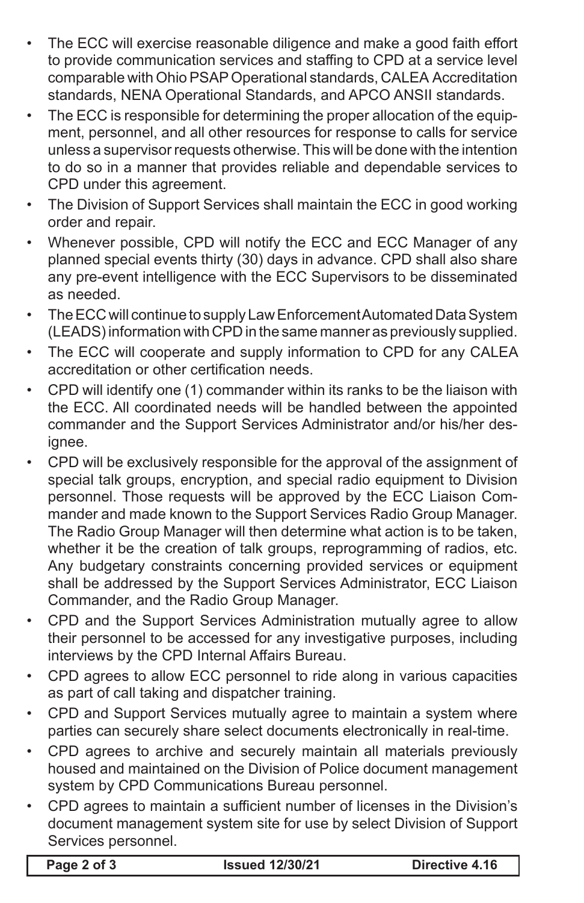- The ECC will exercise reasonable diligence and make a good faith effort to provide communication services and staffing to CPD at a service level comparable with Ohio PSAP Operational standards, CALEA Accreditation standards, NENA Operational Standards, and APCO ANSII standards.
- The ECC is responsible for determining the proper allocation of the equipment, personnel, and all other resources for response to calls for service unless a supervisor requests otherwise. This will be done with the intention to do so in a manner that provides reliable and dependable services to CPD under this agreement.
- The Division of Support Services shall maintain the ECC in good working order and repair.
- Whenever possible, CPD will notify the ECC and ECC Manager of any planned special events thirty (30) days in advance. CPD shall also share any pre-event intelligence with the ECC Supervisors to be disseminated as needed.
- The ECC will continue to supply Law Enforcement Automated Data System (LEADS) information with CPD in the same manner as previously supplied.
- The ECC will cooperate and supply information to CPD for any CALEA accreditation or other certification needs.
- CPD will identify one (1) commander within its ranks to be the liaison with the ECC. All coordinated needs will be handled between the appointed commander and the Support Services Administrator and/or his/her designee.
- CPD will be exclusively responsible for the approval of the assignment of special talk groups, encryption, and special radio equipment to Division personnel. Those requests will be approved by the ECC Liaison Commander and made known to the Support Services Radio Group Manager. The Radio Group Manager will then determine what action is to be taken, whether it be the creation of talk groups, reprogramming of radios, etc. Any budgetary constraints concerning provided services or equipment shall be addressed by the Support Services Administrator, ECC Liaison Commander, and the Radio Group Manager.
- CPD and the Support Services Administration mutually agree to allow their personnel to be accessed for any investigative purposes, including interviews by the CPD Internal Affairs Bureau.
- CPD agrees to allow ECC personnel to ride along in various capacities as part of call taking and dispatcher training.
- CPD and Support Services mutually agree to maintain a system where parties can securely share select documents electronically in real-time.
- CPD agrees to archive and securely maintain all materials previously housed and maintained on the Division of Police document management system by CPD Communications Bureau personnel.
- CPD agrees to maintain a sufficient number of licenses in the Division's document management system site for use by select Division of Support Services personnel.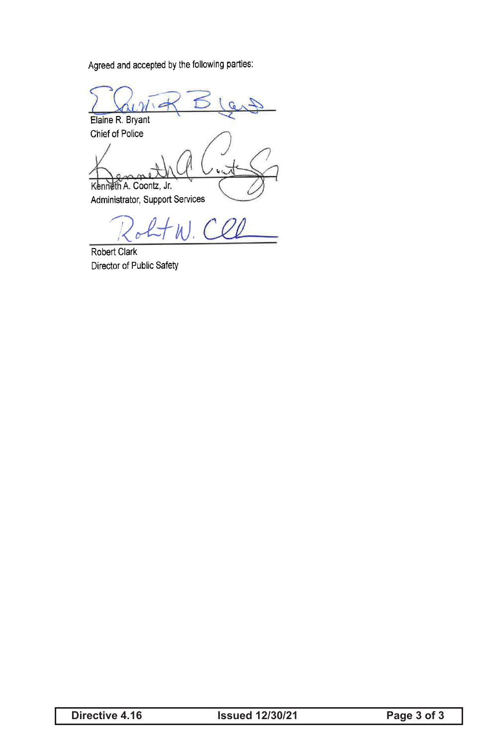Agreed and accepted by the following parties:

Elaine R. Bryant
Chief of Police

Kenneth A. Coontz, Jr.
Administrator, Support Services

Robert Clark
Director of Public Safety